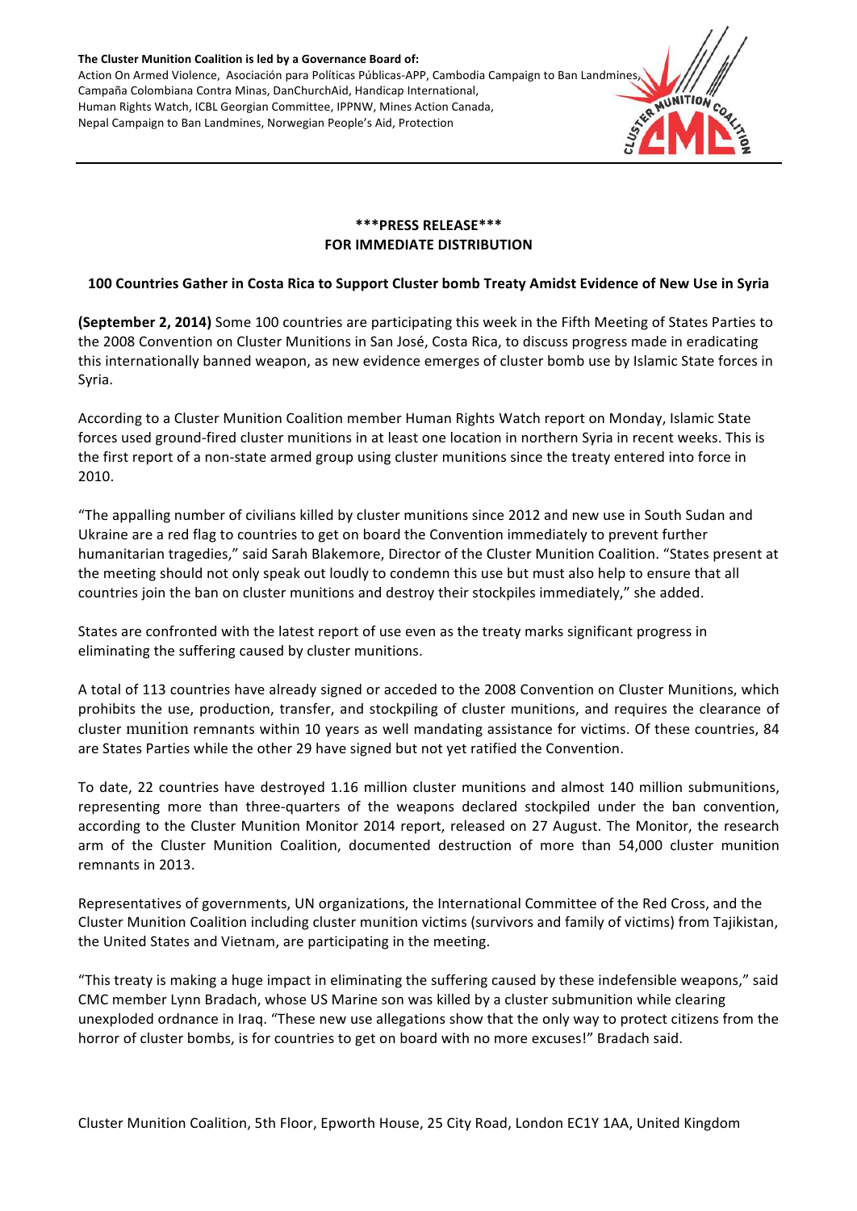**The Cluster Munition Coalition is led by a Governance Board of:**
Action On Armed Violence, Asociación para Políticas Públicas-APP, Cambodia Campaign to Ban Landmines, Campaña Colombiana Contra Minas, DanChurchAid, Handicap International, Human Rights Watch, ICBL Georgian Committee, IPPNW, Mines Action Canada, Nepal Campaign to Ban Landmines, Norwegian People's Aid, Protection

**\*\*\*PRESS RELEASE\*\*\***
**FOR IMMEDIATE DISTRIBUTION**

## 100 Countries Gather in Costa Rica to Support Cluster bomb Treaty Amidst Evidence of New Use in Syria

**(September 2, 2014)** Some 100 countries are participating this week in the Fifth Meeting of States Parties to the 2008 Convention on Cluster Munitions in San José, Costa Rica, to discuss progress made in eradicating this internationally banned weapon, as new evidence emerges of cluster bomb use by Islamic State forces in Syria.

According to a Cluster Munition Coalition member Human Rights Watch report on Monday, Islamic State forces used ground-fired cluster munitions in at least one location in northern Syria in recent weeks. This is the first report of a non-state armed group using cluster munitions since the treaty entered into force in 2010.

"The appalling number of civilians killed by cluster munitions since 2012 and new use in South Sudan and Ukraine are a red flag to countries to get on board the Convention immediately to prevent further humanitarian tragedies," said Sarah Blakemore, Director of the Cluster Munition Coalition. "States present at the meeting should not only speak out loudly to condemn this use but must also help to ensure that all countries join the ban on cluster munitions and destroy their stockpiles immediately," she added.

States are confronted with the latest report of use even as the treaty marks significant progress in eliminating the suffering caused by cluster munitions.

A total of 113 countries have already signed or acceded to the 2008 Convention on Cluster Munitions, which prohibits the use, production, transfer, and stockpiling of cluster munitions, and requires the clearance of cluster munition remnants within 10 years as well mandating assistance for victims. Of these countries, 84 are States Parties while the other 29 have signed but not yet ratified the Convention.

To date, 22 countries have destroyed 1.16 million cluster munitions and almost 140 million submunitions, representing more than three-quarters of the weapons declared stockpiled under the ban convention, according to the Cluster Munition Monitor 2014 report, released on 27 August. The Monitor, the research arm of the Cluster Munition Coalition, documented destruction of more than 54,000 cluster munition remnants in 2013.

Representatives of governments, UN organizations, the International Committee of the Red Cross, and the Cluster Munition Coalition including cluster munition victims (survivors and family of victims) from Tajikistan, the United States and Vietnam, are participating in the meeting.

"This treaty is making a huge impact in eliminating the suffering caused by these indefensible weapons," said CMC member Lynn Bradach, whose US Marine son was killed by a cluster submunition while clearing unexploded ordnance in Iraq. "These new use allegations show that the only way to protect citizens from the horror of cluster bombs, is for countries to get on board with no more excuses!" Bradach said.

Cluster Munition Coalition, 5th Floor, Epworth House, 25 City Road, London EC1Y 1AA, United Kingdom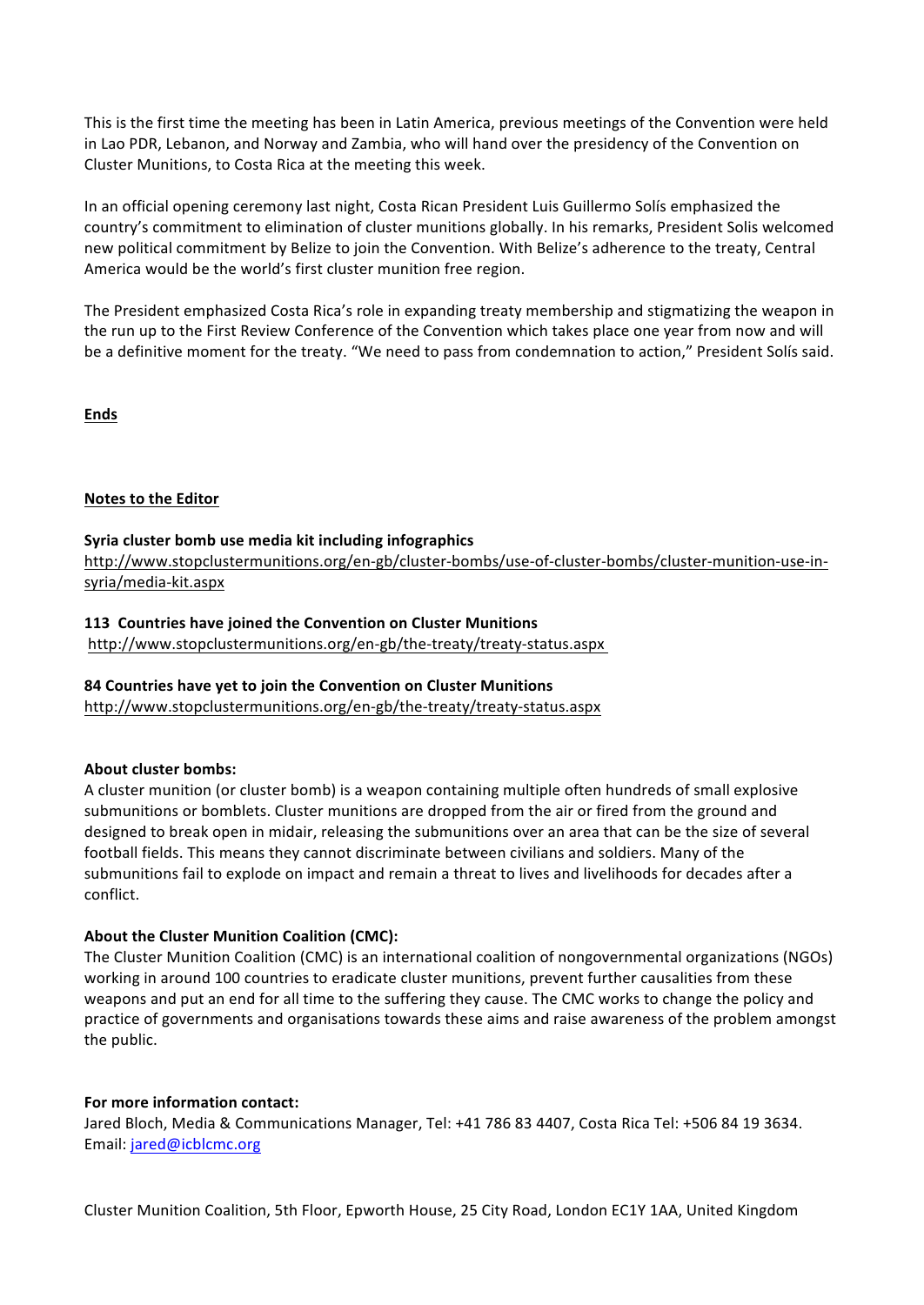This is the first time the meeting has been in Latin America, previous meetings of the Convention were held in Lao PDR, Lebanon, and Norway and Zambia, who will hand over the presidency of the Convention on Cluster Munitions, to Costa Rica at the meeting this week.

In an official opening ceremony last night, Costa Rican President Luis Guillermo Solís emphasized the country's commitment to elimination of cluster munitions globally. In his remarks, President Solis welcomed new political commitment by Belize to join the Convention. With Belize's adherence to the treaty, Central America would be the world's first cluster munition free region.

The President emphasized Costa Rica's role in expanding treaty membership and stigmatizing the weapon in the run up to the First Review Conference of the Convention which takes place one year from now and will be a definitive moment for the treaty. "We need to pass from condemnation to action," President Solís said.

**Ends**

**Notes to the Editor**

**Syria cluster bomb use media kit including infographics**
http://www.stopclustermunitions.org/en-gb/cluster-bombs/use-of-cluster-bombs/cluster-munition-use-in-syria/media-kit.aspx

**113 Countries have joined the Convention on Cluster Munitions**
http://www.stopclustermunitions.org/en-gb/the-treaty/treaty-status.aspx

**84 Countries have yet to join the Convention on Cluster Munitions**
http://www.stopclustermunitions.org/en-gb/the-treaty/treaty-status.aspx

**About cluster bombs:**
A cluster munition (or cluster bomb) is a weapon containing multiple often hundreds of small explosive submunitions or bomblets. Cluster munitions are dropped from the air or fired from the ground and designed to break open in midair, releasing the submunitions over an area that can be the size of several football fields. This means they cannot discriminate between civilians and soldiers. Many of the submunitions fail to explode on impact and remain a threat to lives and livelihoods for decades after a conflict.

**About the Cluster Munition Coalition (CMC):**
The Cluster Munition Coalition (CMC) is an international coalition of nongovernmental organizations (NGOs) working in around 100 countries to eradicate cluster munitions, prevent further causalities from these weapons and put an end for all time to the suffering they cause. The CMC works to change the policy and practice of governments and organisations towards these aims and raise awareness of the problem amongst the public.

**For more information contact:**
Jared Bloch, Media & Communications Manager, Tel: +41 786 83 4407, Costa Rica Tel: +506 84 19 3634. Email: jared@icblcmc.org

Cluster Munition Coalition, 5th Floor, Epworth House, 25 City Road, London EC1Y 1AA, United Kingdom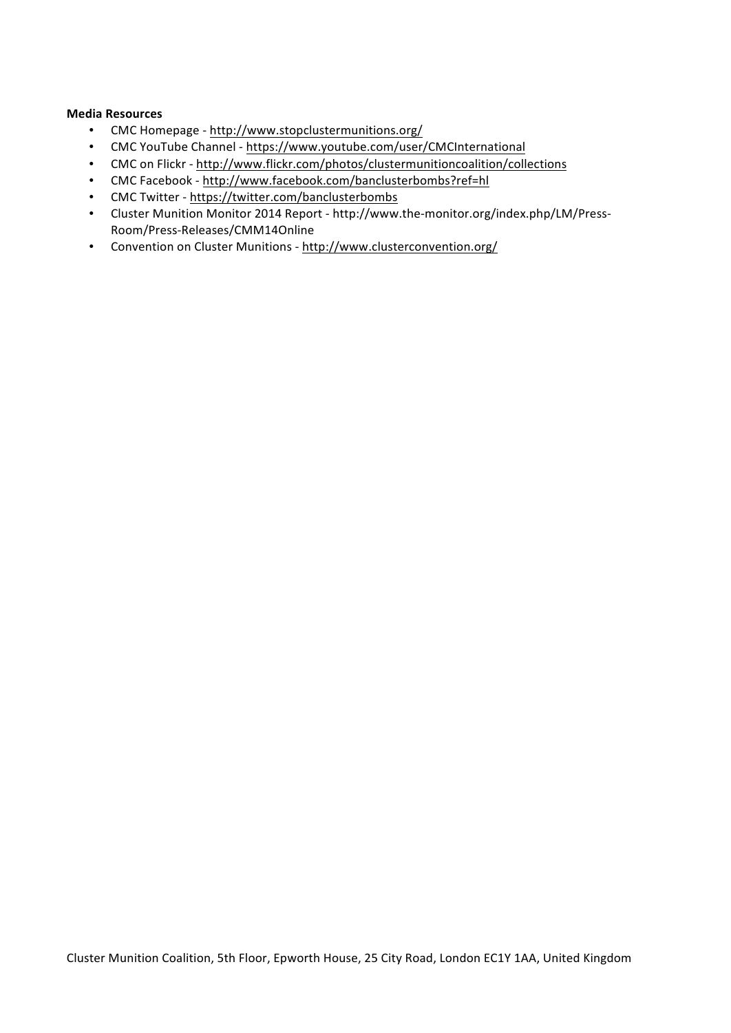**Media Resources**

- CMC Homepage - http://www.stopclustermunitions.org/
- CMC YouTube Channel - https://www.youtube.com/user/CMCInternational
- CMC on Flickr - http://www.flickr.com/photos/clustermunitioncoalition/collections
- CMC Facebook - http://www.facebook.com/banclusterbombs?ref=hl
- CMC Twitter - https://twitter.com/banclusterbombs
- Cluster Munition Monitor 2014 Report - http://www.the-monitor.org/index.php/LM/Press-Room/Press-Releases/CMM14Online
- Convention on Cluster Munitions - http://www.clusterconvention.org/

Cluster Munition Coalition, 5th Floor, Epworth House, 25 City Road, London EC1Y 1AA, United Kingdom